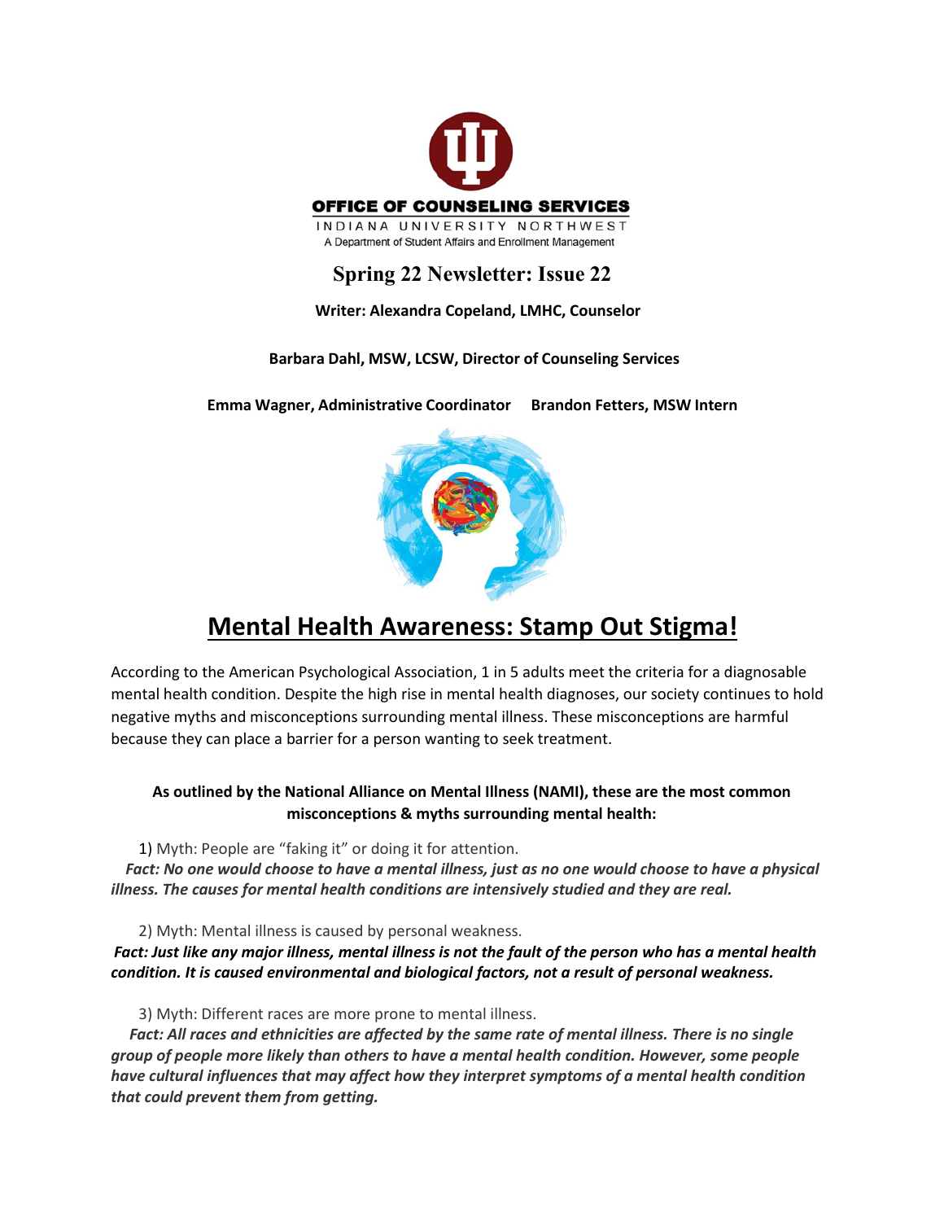**OFFICE OF COUNSELING SERVICES**

INDIANA UNIVERSITY NORTHWEST

A Department of Student Affairs and Enrollment Management

# Spring 22 Newsletter: Issue 22

**Writer: Alexandra Copeland, LMHC, Counselor**

**Barbara Dahl, MSW, LCSW, Director of Counseling Services**

**Emma Wagner, Administrative Coordinator** **Brandon Fetters, MSW Intern**

## Mental Health Awareness: Stamp Out Stigma!

According to the American Psychological Association, 1 in 5 adults meet the criteria for a diagnosable mental health condition. Despite the high rise in mental health diagnoses, our society continues to hold negative myths and misconceptions surrounding mental illness. These misconceptions are harmful because they can place a barrier for a person wanting to seek treatment.

**As outlined by the National Alliance on Mental Illness (NAMI), these are the most common misconceptions & myths surrounding mental health:**

1) Myth: People are "faking it" or doing it for attention.
***Fact: No one would choose to have a mental illness, just as no one would choose to have a physical illness. The causes for mental health conditions are intensively studied and they are real.***

2) Myth: Mental illness is caused by personal weakness.
***Fact: Just like any major illness, mental illness is not the fault of the person who has a mental health condition. It is caused environmental and biological factors, not a result of personal weakness.***

3) Myth: Different races are more prone to mental illness.
***Fact: All races and ethnicities are affected by the same rate of mental illness. There is no single group of people more likely than others to have a mental health condition. However, some people have cultural influences that may affect how they interpret symptoms of a mental health condition that could prevent them from getting.***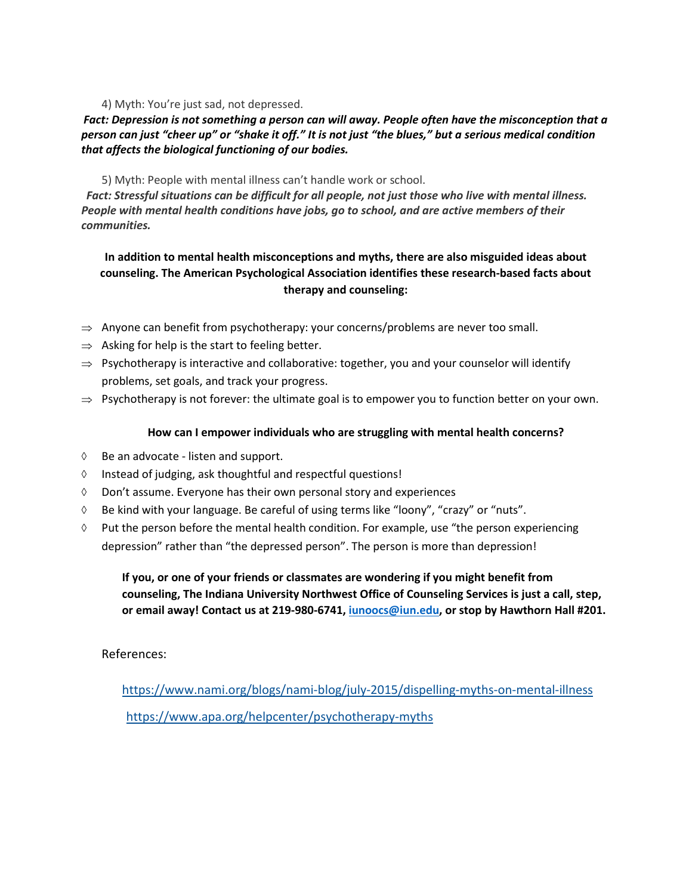4) Myth: You're just sad, not depressed.

***Fact: Depression is not something a person can will away. People often have the misconception that a person can just "cheer up" or "shake it off." It is not just "the blues," but a serious medical condition that affects the biological functioning of our bodies.***

5) Myth: People with mental illness can't handle work or school.

***Fact: Stressful situations can be difficult for all people, not just those who live with mental illness. People with mental health conditions have jobs, go to school, and are active members of their communities.***

**In addition to mental health misconceptions and myths, there are also misguided ideas about counseling. The American Psychological Association identifies these research-based facts about therapy and counseling:**

- ⇒ Anyone can benefit from psychotherapy: your concerns/problems are never too small.
- ⇒ Asking for help is the start to feeling better.
- ⇒ Psychotherapy is interactive and collaborative: together, you and your counselor will identify problems, set goals, and track your progress.
- ⇒ Psychotherapy is not forever: the ultimate goal is to empower you to function better on your own.

**How can I empower individuals who are struggling with mental health concerns?**

- ◊ Be an advocate - listen and support.
- ◊ Instead of judging, ask thoughtful and respectful questions!
- ◊ Don't assume. Everyone has their own personal story and experiences
- ◊ Be kind with your language. Be careful of using terms like "loony", "crazy" or "nuts".
- ◊ Put the person before the mental health condition. For example, use "the person experiencing depression" rather than "the depressed person". The person is more than depression!

**If you, or one of your friends or classmates are wondering if you might benefit from counseling, The Indiana University Northwest Office of Counseling Services is just a call, step, or email away! Contact us at 219-980-6741, iunoocs@iun.edu, or stop by Hawthorn Hall #201.**

References:

https://www.nami.org/blogs/nami-blog/july-2015/dispelling-myths-on-mental-illness

https://www.apa.org/helpcenter/psychotherapy-myths